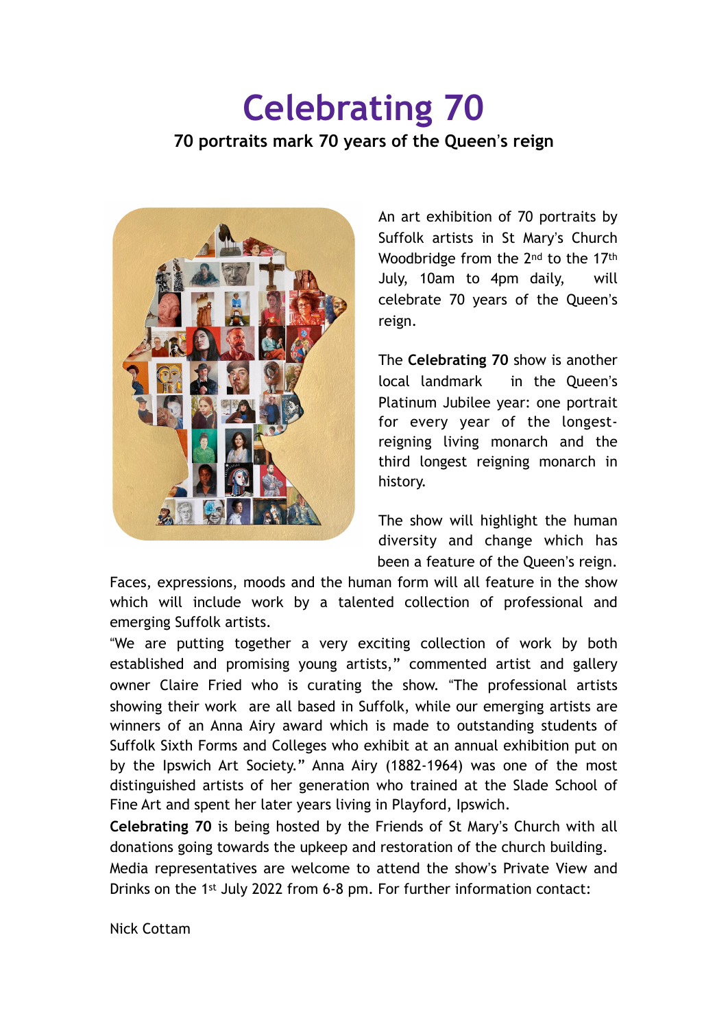# Celebrating 70

## 70 portraits mark 70 years of the Queen's reign

An art exhibition of 70 portraits by Suffolk artists in St Mary's Church Woodbridge from the 2nd to the 17th July, 10am to 4pm daily, will celebrate 70 years of the Queen's reign.

The **Celebrating 70** show is another local landmark in the Queen's Platinum Jubilee year: one portrait for every year of the longest-reigning living monarch and the third longest reigning monarch in history.

The show will highlight the human diversity and change which has been a feature of the Queen's reign. Faces, expressions, moods and the human form will all feature in the show which will include work by a talented collection of professional and emerging Suffolk artists.

"We are putting together a very exciting collection of work by both established and promising young artists," commented artist and gallery owner Claire Fried who is curating the show. "The professional artists showing their work are all based in Suffolk, while our emerging artists are winners of an Anna Airy award which is made to outstanding students of Suffolk Sixth Forms and Colleges who exhibit at an annual exhibition put on by the Ipswich Art Society." Anna Airy (1882-1964) was one of the most distinguished artists of her generation who trained at the Slade School of Fine Art and spent her later years living in Playford, Ipswich.

**Celebrating 70** is being hosted by the Friends of St Mary's Church with all donations going towards the upkeep and restoration of the church building.

Media representatives are welcome to attend the show's Private View and Drinks on the 1st July 2022 from 6-8 pm. For further information contact:

Nick Cottam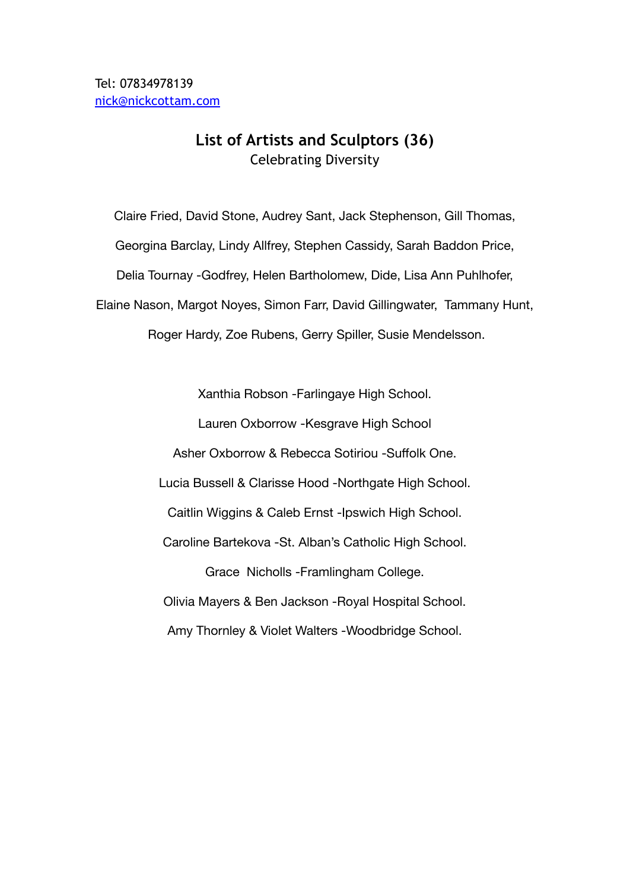Tel: 07834978139
[nick@nickcottam.com](mailto:nick@nickcottam.com)

## List of Artists and Sculptors (36)

Celebrating Diversity

Claire Fried, David Stone, Audrey Sant, Jack Stephenson, Gill Thomas,

Georgina Barclay, Lindy Allfrey, Stephen Cassidy, Sarah Baddon Price,

Delia Tournay -Godfrey, Helen Bartholomew, Dide, Lisa Ann Puhlhofer,

Elaine Nason, Margot Noyes, Simon Farr, David Gillingwater, Tammany Hunt,

Roger Hardy, Zoe Rubens, Gerry Spiller, Susie Mendelsson.

Xanthia Robson -Farlingaye High School.

Lauren Oxborrow -Kesgrave High School

Asher Oxborrow & Rebecca Sotiriou -Suffolk One.

Lucia Bussell & Clarisse Hood -Northgate High School.

Caitlin Wiggins & Caleb Ernst -Ipswich High School.

Caroline Bartekova -St. Alban's Catholic High School.

Grace Nicholls -Framlingham College.

Olivia Mayers & Ben Jackson -Royal Hospital School.

Amy Thornley & Violet Walters -Woodbridge School.